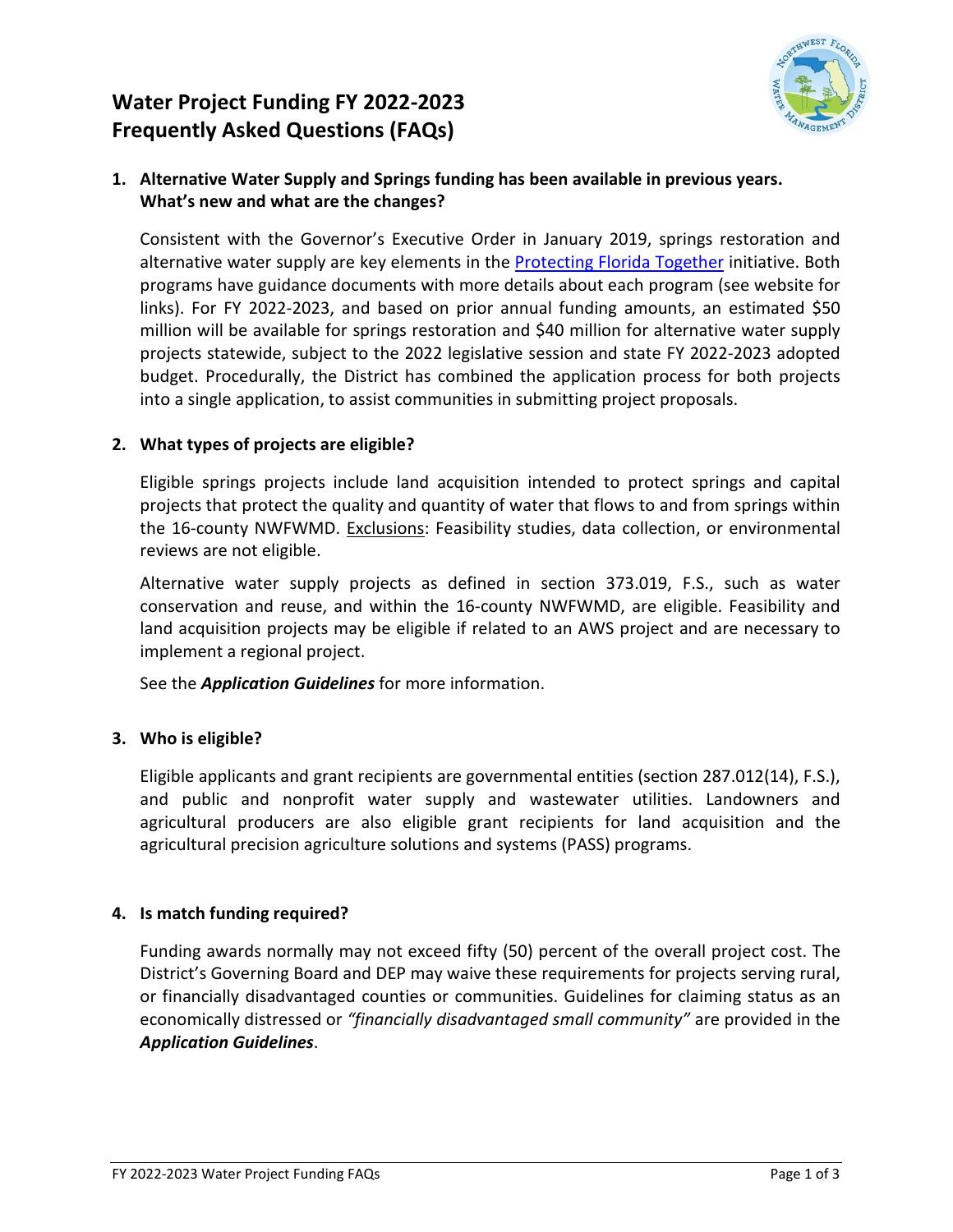# Water Project Funding FY 2022-2023
# Frequently Asked Questions (FAQs)

**1. Alternative Water Supply and Springs funding has been available in previous years. What's new and what are the changes?**

Consistent with the Governor's Executive Order in January 2019, springs restoration and alternative water supply are key elements in the Protecting Florida Together initiative. Both programs have guidance documents with more details about each program (see website for links). For FY 2022-2023, and based on prior annual funding amounts, an estimated $50 million will be available for springs restoration and $40 million for alternative water supply projects statewide, subject to the 2022 legislative session and state FY 2022-2023 adopted budget. Procedurally, the District has combined the application process for both projects into a single application, to assist communities in submitting project proposals.

**2. What types of projects are eligible?**

Eligible springs projects include land acquisition intended to protect springs and capital projects that protect the quality and quantity of water that flows to and from springs within the 16-county NWFWMD. Exclusions: Feasibility studies, data collection, or environmental reviews are not eligible.

Alternative water supply projects as defined in section 373.019, F.S., such as water conservation and reuse, and within the 16-county NWFWMD, are eligible. Feasibility and land acquisition projects may be eligible if related to an AWS project and are necessary to implement a regional project.

See the ***Application Guidelines*** for more information.

**3. Who is eligible?**

Eligible applicants and grant recipients are governmental entities (section 287.012(14), F.S.), and public and nonprofit water supply and wastewater utilities. Landowners and agricultural producers are also eligible grant recipients for land acquisition and the agricultural precision agriculture solutions and systems (PASS) programs.

**4. Is match funding required?**

Funding awards normally may not exceed fifty (50) percent of the overall project cost. The District's Governing Board and DEP may waive these requirements for projects serving rural, or financially disadvantaged counties or communities. Guidelines for claiming status as an economically distressed or *"financially disadvantaged small community"* are provided in the ***Application Guidelines***.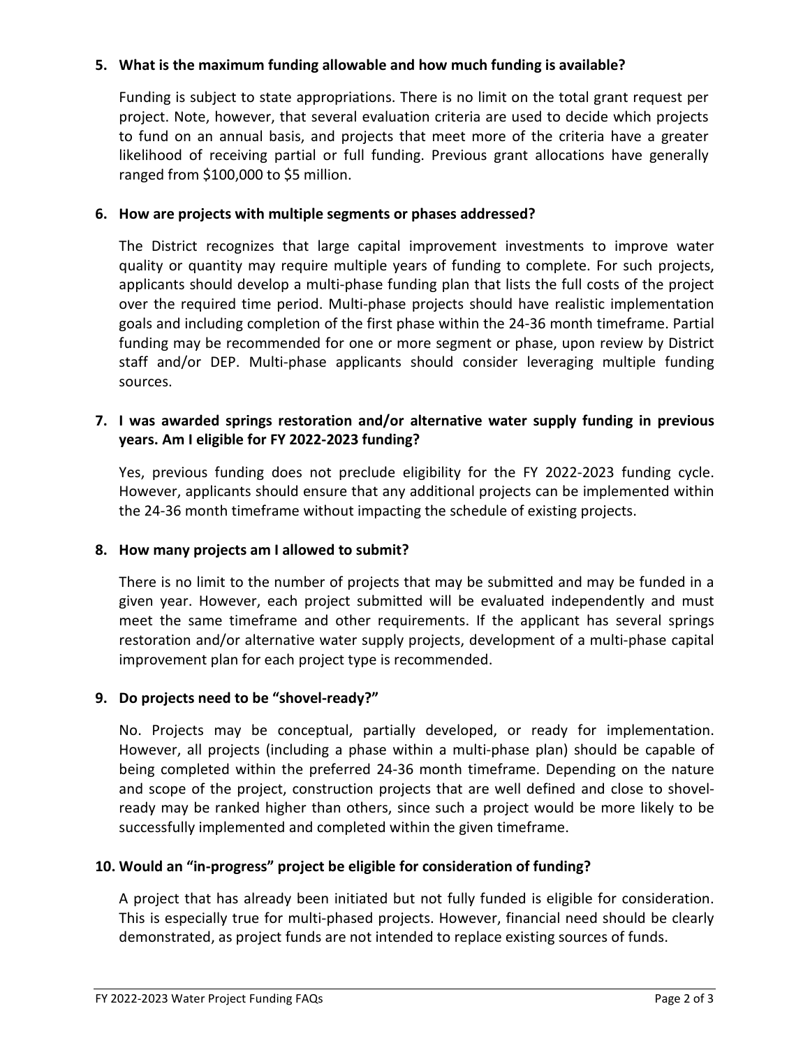**5. What is the maximum funding allowable and how much funding is available?**

Funding is subject to state appropriations. There is no limit on the total grant request per project. Note, however, that several evaluation criteria are used to decide which projects to fund on an annual basis, and projects that meet more of the criteria have a greater likelihood of receiving partial or full funding. Previous grant allocations have generally ranged from $100,000 to $5 million.

**6. How are projects with multiple segments or phases addressed?**

The District recognizes that large capital improvement investments to improve water quality or quantity may require multiple years of funding to complete. For such projects, applicants should develop a multi-phase funding plan that lists the full costs of the project over the required time period. Multi-phase projects should have realistic implementation goals and including completion of the first phase within the 24-36 month timeframe. Partial funding may be recommended for one or more segment or phase, upon review by District staff and/or DEP. Multi-phase applicants should consider leveraging multiple funding sources.

**7. I was awarded springs restoration and/or alternative water supply funding in previous years. Am I eligible for FY 2022-2023 funding?**

Yes, previous funding does not preclude eligibility for the FY 2022-2023 funding cycle. However, applicants should ensure that any additional projects can be implemented within the 24-36 month timeframe without impacting the schedule of existing projects.

**8. How many projects am I allowed to submit?**

There is no limit to the number of projects that may be submitted and may be funded in a given year. However, each project submitted will be evaluated independently and must meet the same timeframe and other requirements. If the applicant has several springs restoration and/or alternative water supply projects, development of a multi-phase capital improvement plan for each project type is recommended.

**9. Do projects need to be "shovel-ready?"**

No. Projects may be conceptual, partially developed, or ready for implementation. However, all projects (including a phase within a multi-phase plan) should be capable of being completed within the preferred 24-36 month timeframe. Depending on the nature and scope of the project, construction projects that are well defined and close to shovel-ready may be ranked higher than others, since such a project would be more likely to be successfully implemented and completed within the given timeframe.

**10. Would an "in-progress" project be eligible for consideration of funding?**

A project that has already been initiated but not fully funded is eligible for consideration. This is especially true for multi-phased projects. However, financial need should be clearly demonstrated, as project funds are not intended to replace existing sources of funds.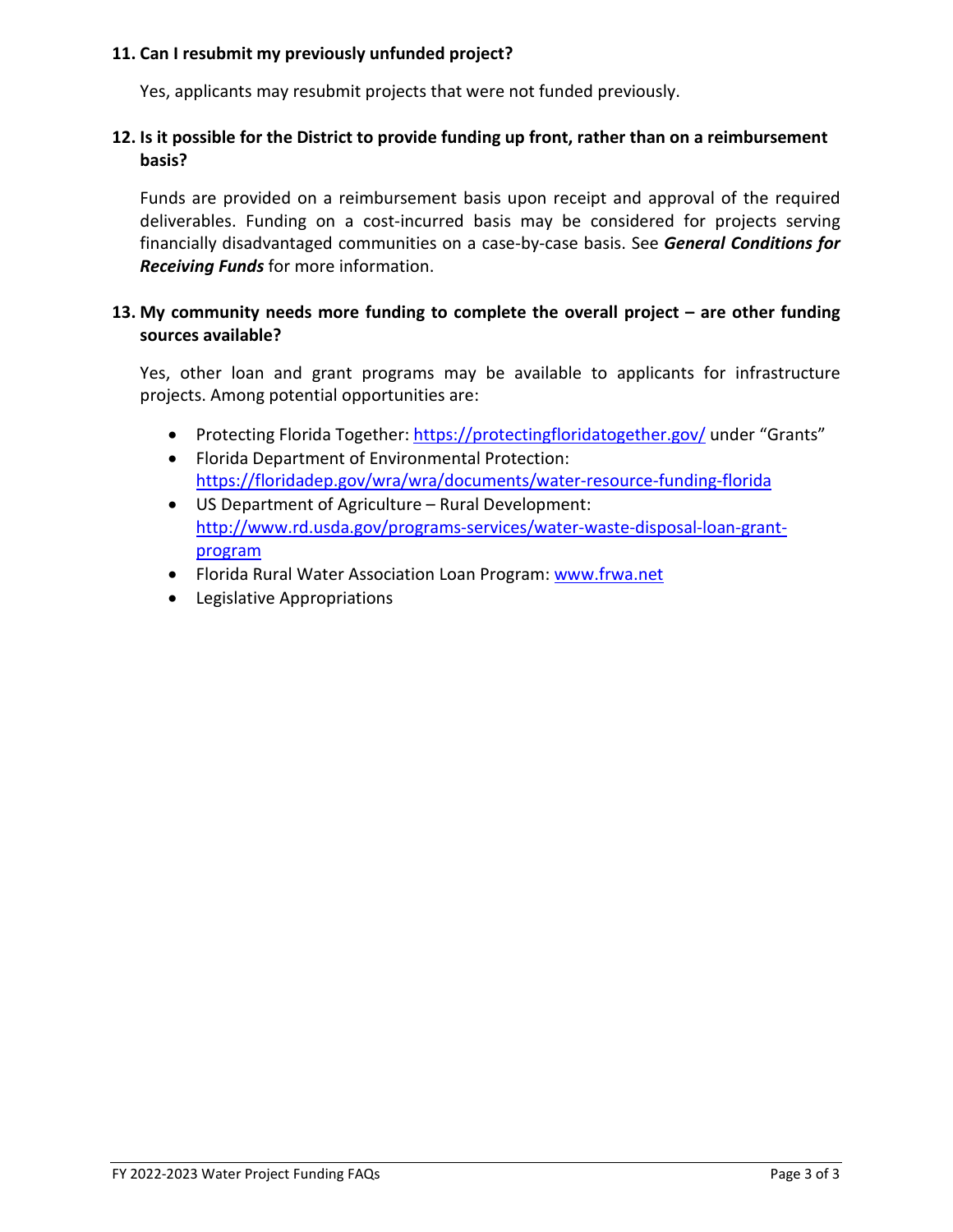**11. Can I resubmit my previously unfunded project?**

Yes, applicants may resubmit projects that were not funded previously.

**12. Is it possible for the District to provide funding up front, rather than on a reimbursement basis?**

Funds are provided on a reimbursement basis upon receipt and approval of the required deliverables. Funding on a cost-incurred basis may be considered for projects serving financially disadvantaged communities on a case-by-case basis. See ***General Conditions for Receiving Funds*** for more information.

**13. My community needs more funding to complete the overall project – are other funding sources available?**

Yes, other loan and grant programs may be available to applicants for infrastructure projects. Among potential opportunities are:

- Protecting Florida Together: https://protectingfloridatogether.gov/ under "Grants"
- Florida Department of Environmental Protection: https://floridadep.gov/wra/wra/documents/water-resource-funding-florida
- US Department of Agriculture – Rural Development: http://www.rd.usda.gov/programs-services/water-waste-disposal-loan-grant-program
- Florida Rural Water Association Loan Program: www.frwa.net
- Legislative Appropriations